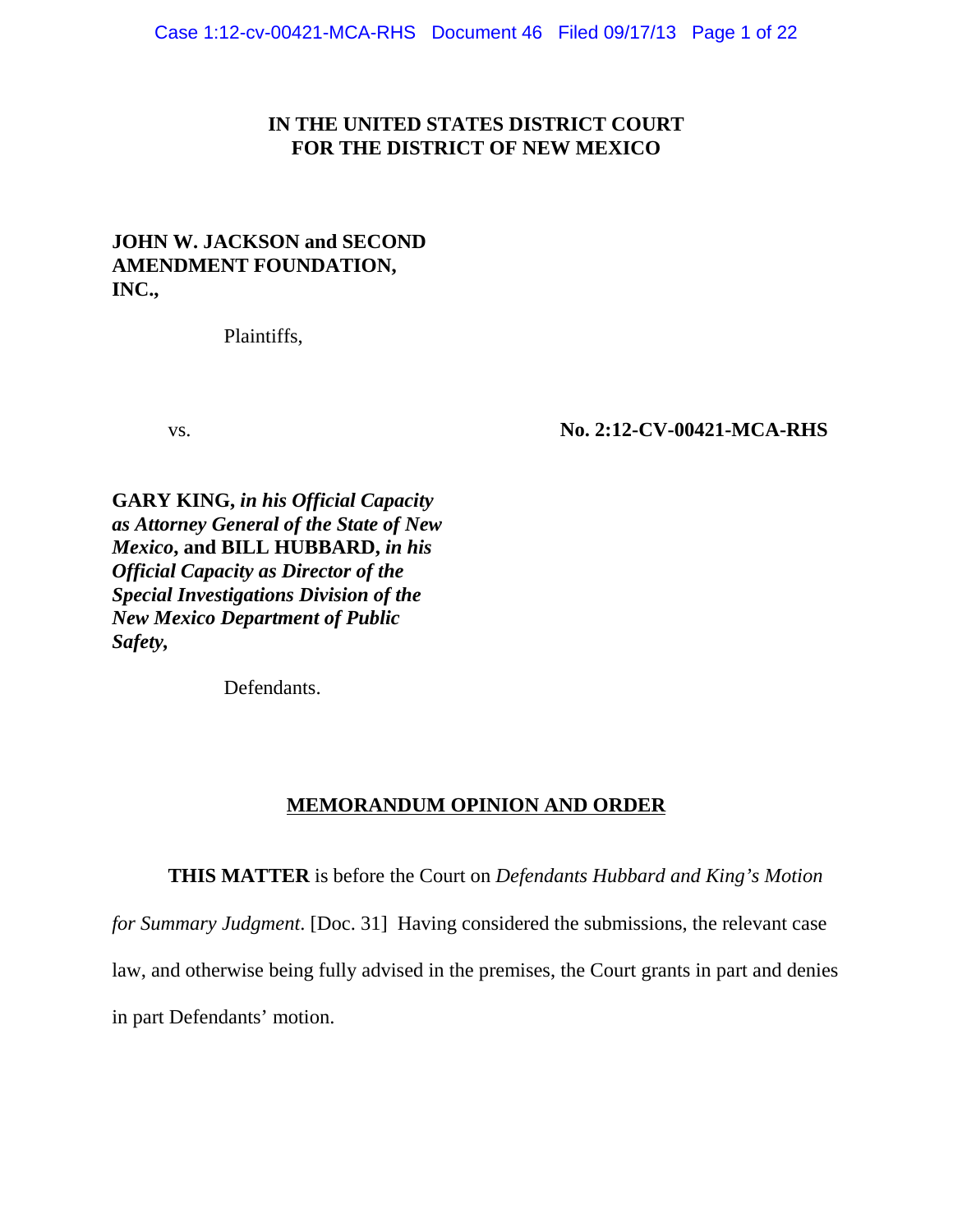**IN THE UNITED STATES DISTRICT COURT**
**FOR THE DISTRICT OF NEW MEXICO**

**JOHN W. JACKSON and SECOND AMENDMENT FOUNDATION, INC.,**

Plaintiffs,

vs. **No. 2:12-CV-00421-MCA-RHS**

**GARY KING, *in his Official Capacity as Attorney General of the State of New Mexico*, and BILL HUBBARD, *in his Official Capacity as Director of the Special Investigations Division of the New Mexico Department of Public Safety*,**

Defendants.

## MEMORANDUM OPINION AND ORDER

**THIS MATTER** is before the Court on *Defendants Hubbard and King's Motion for Summary Judgment*. [Doc. 31] Having considered the submissions, the relevant case law, and otherwise being fully advised in the premises, the Court grants in part and denies in part Defendants' motion.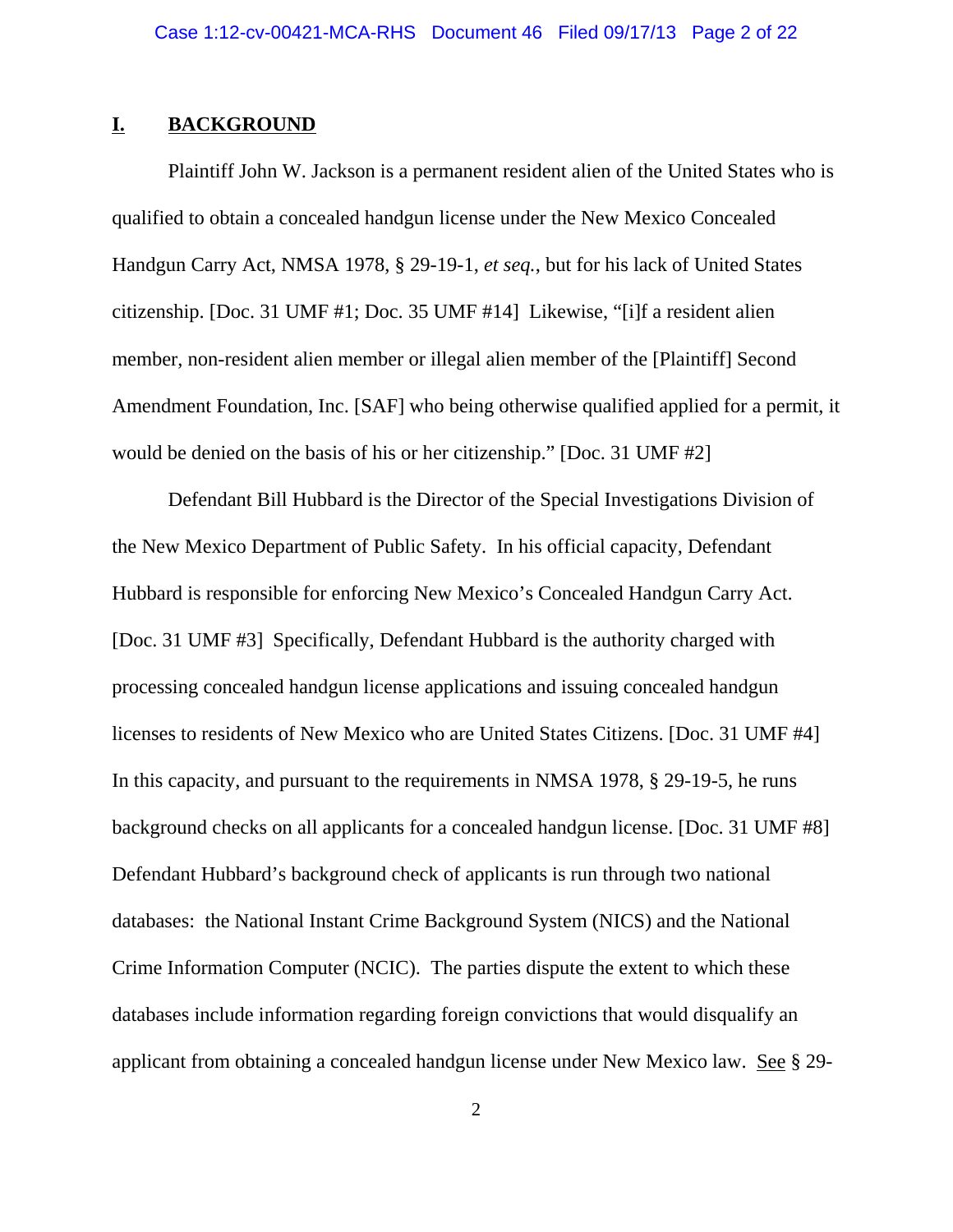## I. BACKGROUND

Plaintiff John W. Jackson is a permanent resident alien of the United States who is qualified to obtain a concealed handgun license under the New Mexico Concealed Handgun Carry Act, NMSA 1978, § 29-19-1, *et seq.*, but for his lack of United States citizenship. [Doc. 31 UMF #1; Doc. 35 UMF #14] Likewise, "[i]f a resident alien member, non-resident alien member or illegal alien member of the [Plaintiff] Second Amendment Foundation, Inc. [SAF] who being otherwise qualified applied for a permit, it would be denied on the basis of his or her citizenship." [Doc. 31 UMF #2]

Defendant Bill Hubbard is the Director of the Special Investigations Division of the New Mexico Department of Public Safety. In his official capacity, Defendant Hubbard is responsible for enforcing New Mexico's Concealed Handgun Carry Act. [Doc. 31 UMF #3] Specifically, Defendant Hubbard is the authority charged with processing concealed handgun license applications and issuing concealed handgun licenses to residents of New Mexico who are United States Citizens. [Doc. 31 UMF #4] In this capacity, and pursuant to the requirements in NMSA 1978, § 29-19-5, he runs background checks on all applicants for a concealed handgun license. [Doc. 31 UMF #8] Defendant Hubbard's background check of applicants is run through two national databases: the National Instant Crime Background System (NICS) and the National Crime Information Computer (NCIC). The parties dispute the extent to which these databases include information regarding foreign convictions that would disqualify an applicant from obtaining a concealed handgun license under New Mexico law. See § 29-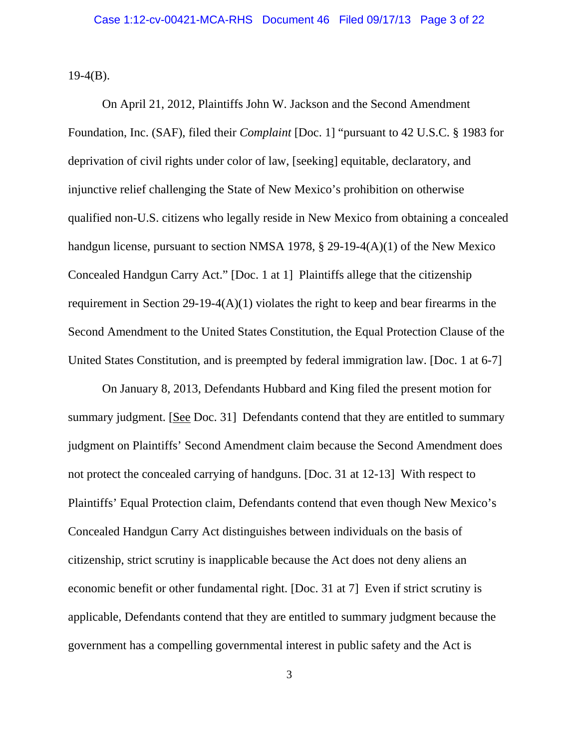19-4(B).

On April 21, 2012, Plaintiffs John W. Jackson and the Second Amendment Foundation, Inc. (SAF), filed their *Complaint* [Doc. 1] "pursuant to 42 U.S.C. § 1983 for deprivation of civil rights under color of law, [seeking] equitable, declaratory, and injunctive relief challenging the State of New Mexico's prohibition on otherwise qualified non-U.S. citizens who legally reside in New Mexico from obtaining a concealed handgun license, pursuant to section NMSA 1978, § 29-19-4(A)(1) of the New Mexico Concealed Handgun Carry Act." [Doc. 1 at 1] Plaintiffs allege that the citizenship requirement in Section 29-19-4(A)(1) violates the right to keep and bear firearms in the Second Amendment to the United States Constitution, the Equal Protection Clause of the United States Constitution, and is preempted by federal immigration law. [Doc. 1 at 6-7]

On January 8, 2013, Defendants Hubbard and King filed the present motion for summary judgment. [See Doc. 31] Defendants contend that they are entitled to summary judgment on Plaintiffs' Second Amendment claim because the Second Amendment does not protect the concealed carrying of handguns. [Doc. 31 at 12-13] With respect to Plaintiffs' Equal Protection claim, Defendants contend that even though New Mexico's Concealed Handgun Carry Act distinguishes between individuals on the basis of citizenship, strict scrutiny is inapplicable because the Act does not deny aliens an economic benefit or other fundamental right. [Doc. 31 at 7] Even if strict scrutiny is applicable, Defendants contend that they are entitled to summary judgment because the government has a compelling governmental interest in public safety and the Act is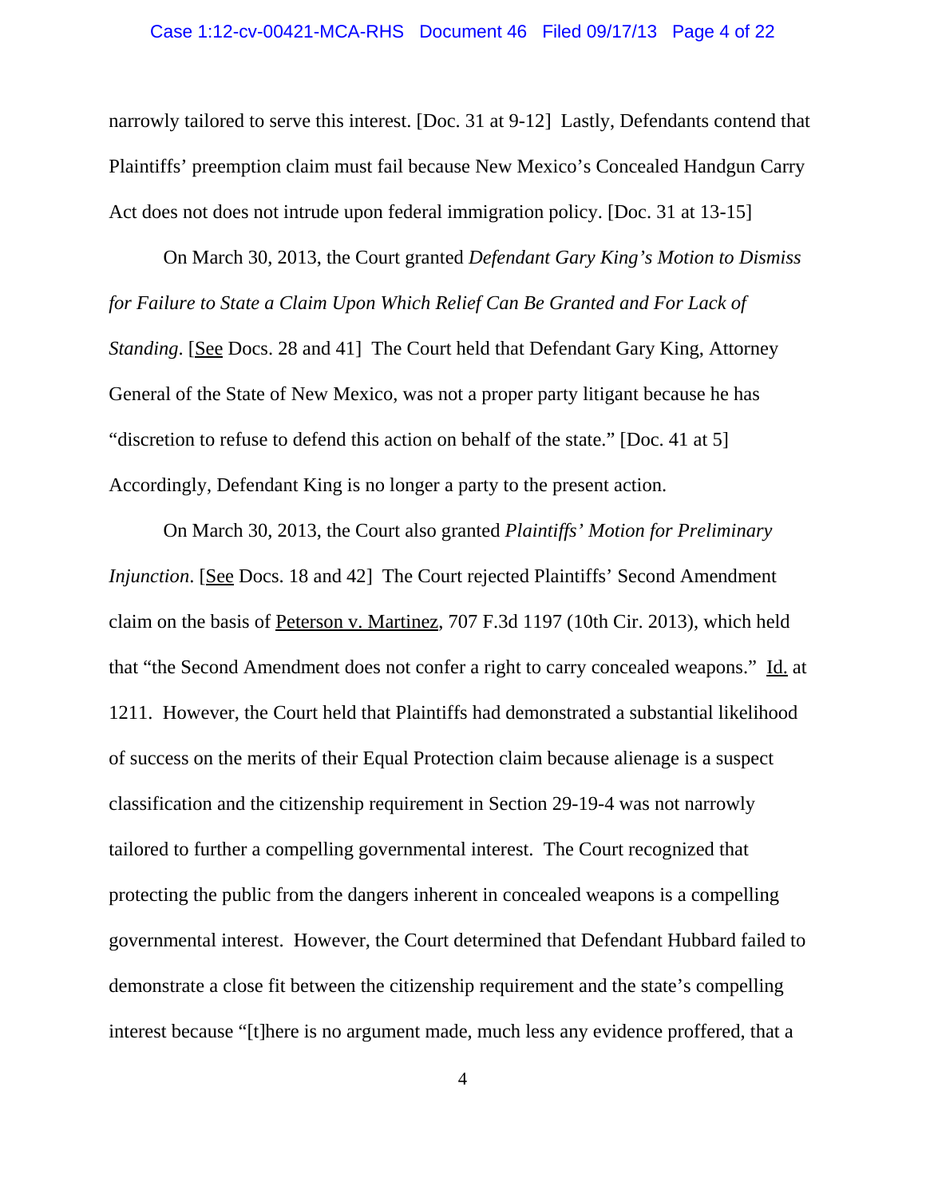narrowly tailored to serve this interest. [Doc. 31 at 9-12] Lastly, Defendants contend that Plaintiffs' preemption claim must fail because New Mexico's Concealed Handgun Carry Act does not does not intrude upon federal immigration policy. [Doc. 31 at 13-15]

On March 30, 2013, the Court granted *Defendant Gary King's Motion to Dismiss for Failure to State a Claim Upon Which Relief Can Be Granted and For Lack of Standing*. [See Docs. 28 and 41] The Court held that Defendant Gary King, Attorney General of the State of New Mexico, was not a proper party litigant because he has "discretion to refuse to defend this action on behalf of the state." [Doc. 41 at 5] Accordingly, Defendant King is no longer a party to the present action.

On March 30, 2013, the Court also granted *Plaintiffs' Motion for Preliminary Injunction*. [See Docs. 18 and 42] The Court rejected Plaintiffs' Second Amendment claim on the basis of Peterson v. Martinez, 707 F.3d 1197 (10th Cir. 2013), which held that "the Second Amendment does not confer a right to carry concealed weapons." Id. at 1211. However, the Court held that Plaintiffs had demonstrated a substantial likelihood of success on the merits of their Equal Protection claim because alienage is a suspect classification and the citizenship requirement in Section 29-19-4 was not narrowly tailored to further a compelling governmental interest. The Court recognized that protecting the public from the dangers inherent in concealed weapons is a compelling governmental interest. However, the Court determined that Defendant Hubbard failed to demonstrate a close fit between the citizenship requirement and the state's compelling interest because "[t]here is no argument made, much less any evidence proffered, that a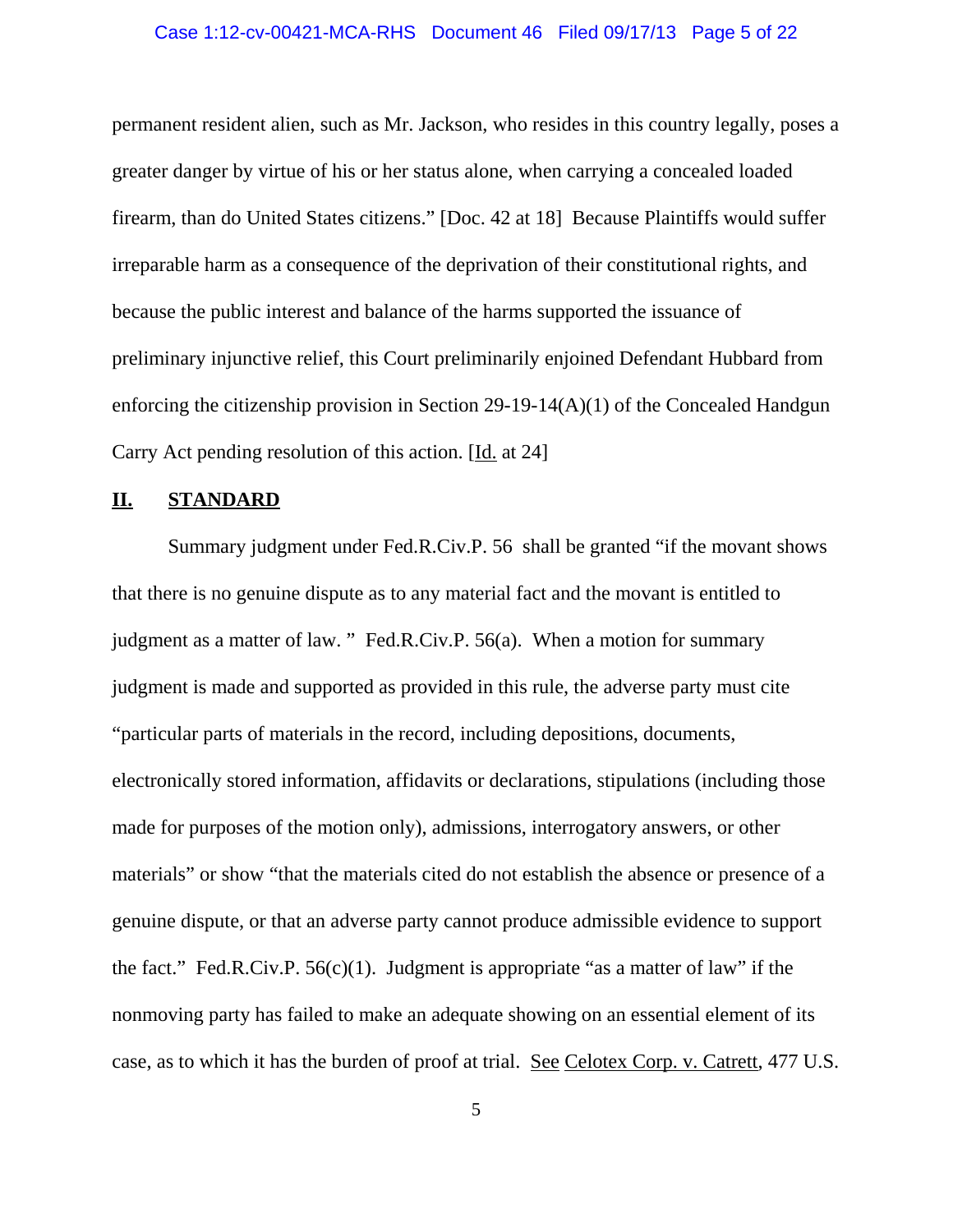permanent resident alien, such as Mr. Jackson, who resides in this country legally, poses a greater danger by virtue of his or her status alone, when carrying a concealed loaded firearm, than do United States citizens." [Doc. 42 at 18] Because Plaintiffs would suffer irreparable harm as a consequence of the deprivation of their constitutional rights, and because the public interest and balance of the harms supported the issuance of preliminary injunctive relief, this Court preliminarily enjoined Defendant Hubbard from enforcing the citizenship provision in Section 29-19-14(A)(1) of the Concealed Handgun Carry Act pending resolution of this action. [Id. at 24]

## II. STANDARD

Summary judgment under Fed.R.Civ.P. 56 shall be granted "if the movant shows that there is no genuine dispute as to any material fact and the movant is entitled to judgment as a matter of law. " Fed.R.Civ.P. 56(a). When a motion for summary judgment is made and supported as provided in this rule, the adverse party must cite "particular parts of materials in the record, including depositions, documents, electronically stored information, affidavits or declarations, stipulations (including those made for purposes of the motion only), admissions, interrogatory answers, or other materials" or show "that the materials cited do not establish the absence or presence of a genuine dispute, or that an adverse party cannot produce admissible evidence to support the fact." Fed.R.Civ.P. 56(c)(1). Judgment is appropriate "as a matter of law" if the nonmoving party has failed to make an adequate showing on an essential element of its case, as to which it has the burden of proof at trial. See Celotex Corp. v. Catrett, 477 U.S.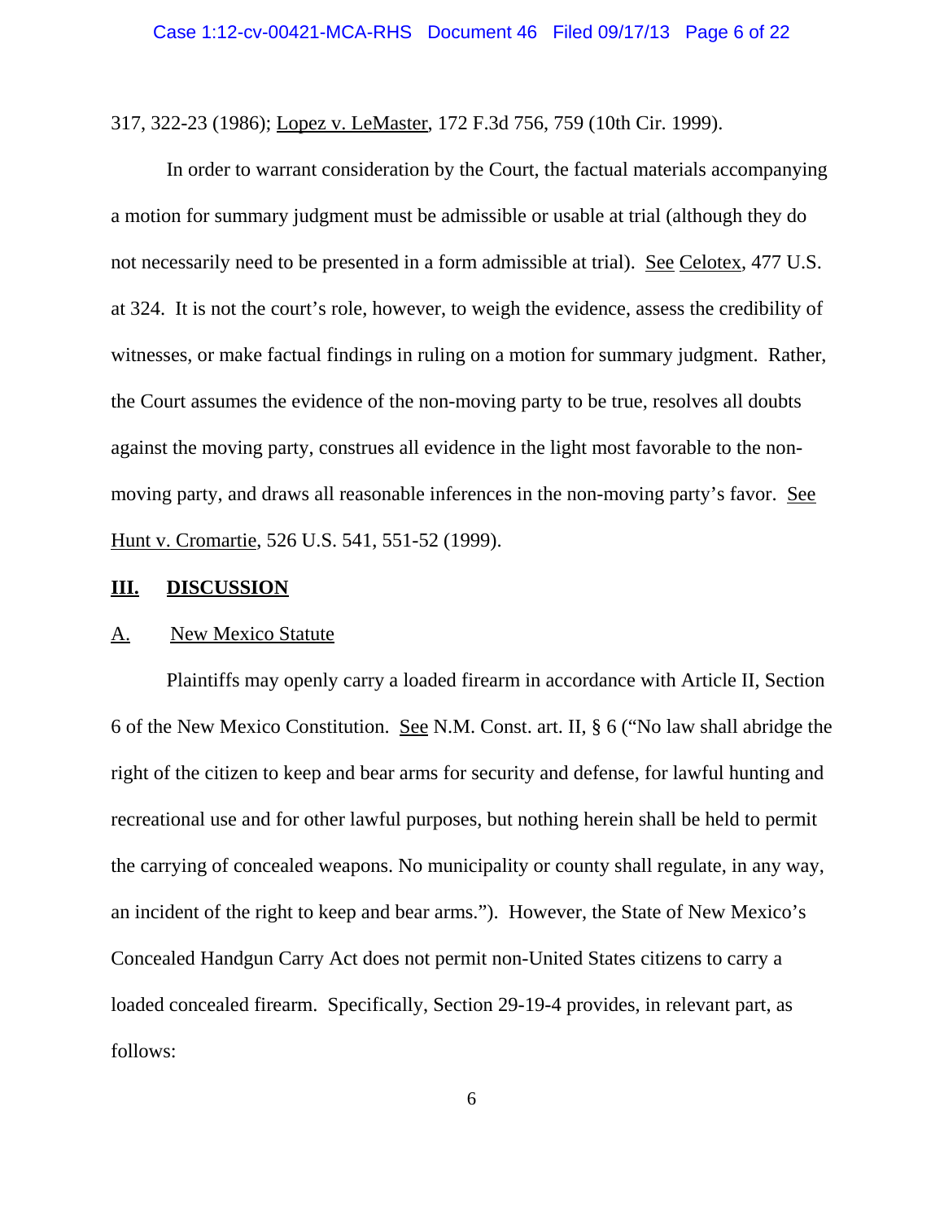317, 322-23 (1986); Lopez v. LeMaster, 172 F.3d 756, 759 (10th Cir. 1999).

In order to warrant consideration by the Court, the factual materials accompanying a motion for summary judgment must be admissible or usable at trial (although they do not necessarily need to be presented in a form admissible at trial). See Celotex, 477 U.S. at 324. It is not the court's role, however, to weigh the evidence, assess the credibility of witnesses, or make factual findings in ruling on a motion for summary judgment. Rather, the Court assumes the evidence of the non-moving party to be true, resolves all doubts against the moving party, construes all evidence in the light most favorable to the non-moving party, and draws all reasonable inferences in the non-moving party's favor. See Hunt v. Cromartie, 526 U.S. 541, 551-52 (1999).

## III. DISCUSSION

### A. New Mexico Statute

Plaintiffs may openly carry a loaded firearm in accordance with Article II, Section 6 of the New Mexico Constitution. See N.M. Const. art. II, § 6 ("No law shall abridge the right of the citizen to keep and bear arms for security and defense, for lawful hunting and recreational use and for other lawful purposes, but nothing herein shall be held to permit the carrying of concealed weapons. No municipality or county shall regulate, in any way, an incident of the right to keep and bear arms."). However, the State of New Mexico's Concealed Handgun Carry Act does not permit non-United States citizens to carry a loaded concealed firearm. Specifically, Section 29-19-4 provides, in relevant part, as follows: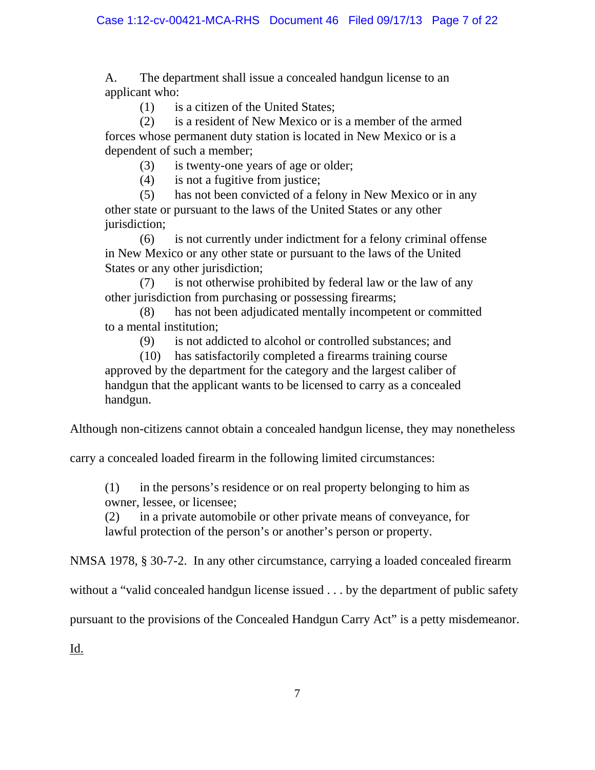> A. The department shall issue a concealed handgun license to an applicant who:
>
> (1) is a citizen of the United States;
>
> (2) is a resident of New Mexico or is a member of the armed forces whose permanent duty station is located in New Mexico or is a dependent of such a member;
>
> (3) is twenty-one years of age or older;
>
> (4) is not a fugitive from justice;
>
> (5) has not been convicted of a felony in New Mexico or in any other state or pursuant to the laws of the United States or any other jurisdiction;
>
> (6) is not currently under indictment for a felony criminal offense in New Mexico or any other state or pursuant to the laws of the United States or any other jurisdiction;
>
> (7) is not otherwise prohibited by federal law or the law of any other jurisdiction from purchasing or possessing firearms;
>
> (8) has not been adjudicated mentally incompetent or committed to a mental institution;
>
> (9) is not addicted to alcohol or controlled substances; and
>
> (10) has satisfactorily completed a firearms training course approved by the department for the category and the largest caliber of handgun that the applicant wants to be licensed to carry as a concealed handgun.

Although non-citizens cannot obtain a concealed handgun license, they may nonetheless carry a concealed loaded firearm in the following limited circumstances:

> (1) in the persons's residence or on real property belonging to him as owner, lessee, or licensee;
>
> (2) in a private automobile or other private means of conveyance, for lawful protection of the person's or another's person or property.

NMSA 1978, § 30-7-2. In any other circumstance, carrying a loaded concealed firearm without a "valid concealed handgun license issued . . . by the department of public safety pursuant to the provisions of the Concealed Handgun Carry Act" is a petty misdemeanor. Id.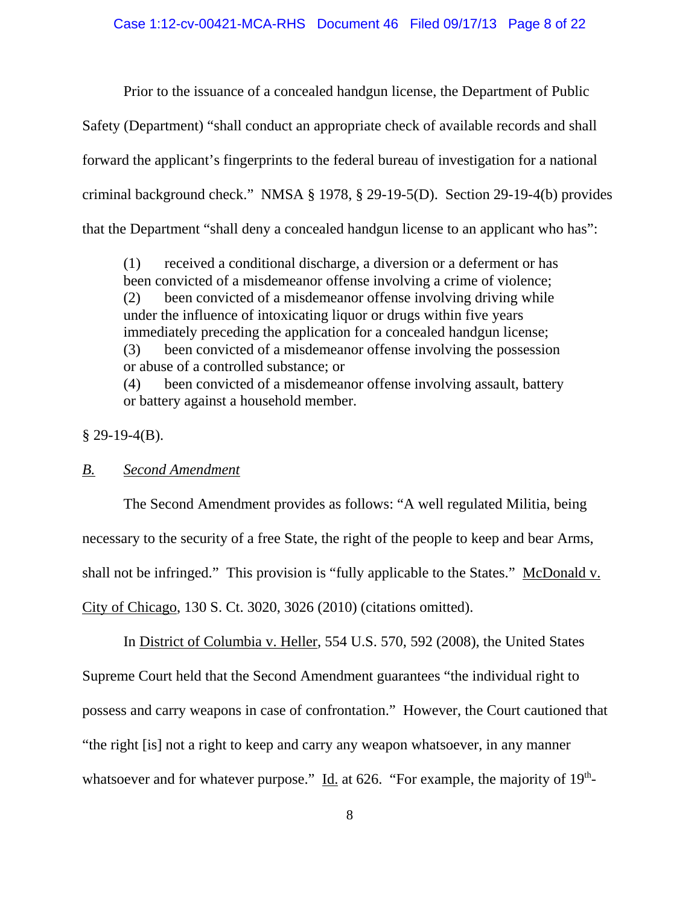Prior to the issuance of a concealed handgun license, the Department of Public Safety (Department) "shall conduct an appropriate check of available records and shall forward the applicant's fingerprints to the federal bureau of investigation for a national criminal background check." NMSA § 1978, § 29-19-5(D). Section 29-19-4(b) provides that the Department "shall deny a concealed handgun license to an applicant who has":

> (1) received a conditional discharge, a diversion or a deferment or has been convicted of a misdemeanor offense involving a crime of violence;
> (2) been convicted of a misdemeanor offense involving driving while under the influence of intoxicating liquor or drugs within five years immediately preceding the application for a concealed handgun license;
> (3) been convicted of a misdemeanor offense involving the possession or abuse of a controlled substance; or
> (4) been convicted of a misdemeanor offense involving assault, battery or battery against a household member.

§ 29-19-4(B).

## *B. Second Amendment*

The Second Amendment provides as follows: "A well regulated Militia, being necessary to the security of a free State, the right of the people to keep and bear Arms, shall not be infringed." This provision is "fully applicable to the States." McDonald v. City of Chicago, 130 S. Ct. 3020, 3026 (2010) (citations omitted).

In District of Columbia v. Heller, 554 U.S. 570, 592 (2008), the United States Supreme Court held that the Second Amendment guarantees "the individual right to possess and carry weapons in case of confrontation." However, the Court cautioned that "the right [is] not a right to keep and carry any weapon whatsoever, in any manner whatsoever and for whatever purpose." Id. at 626. "For example, the majority of 19th-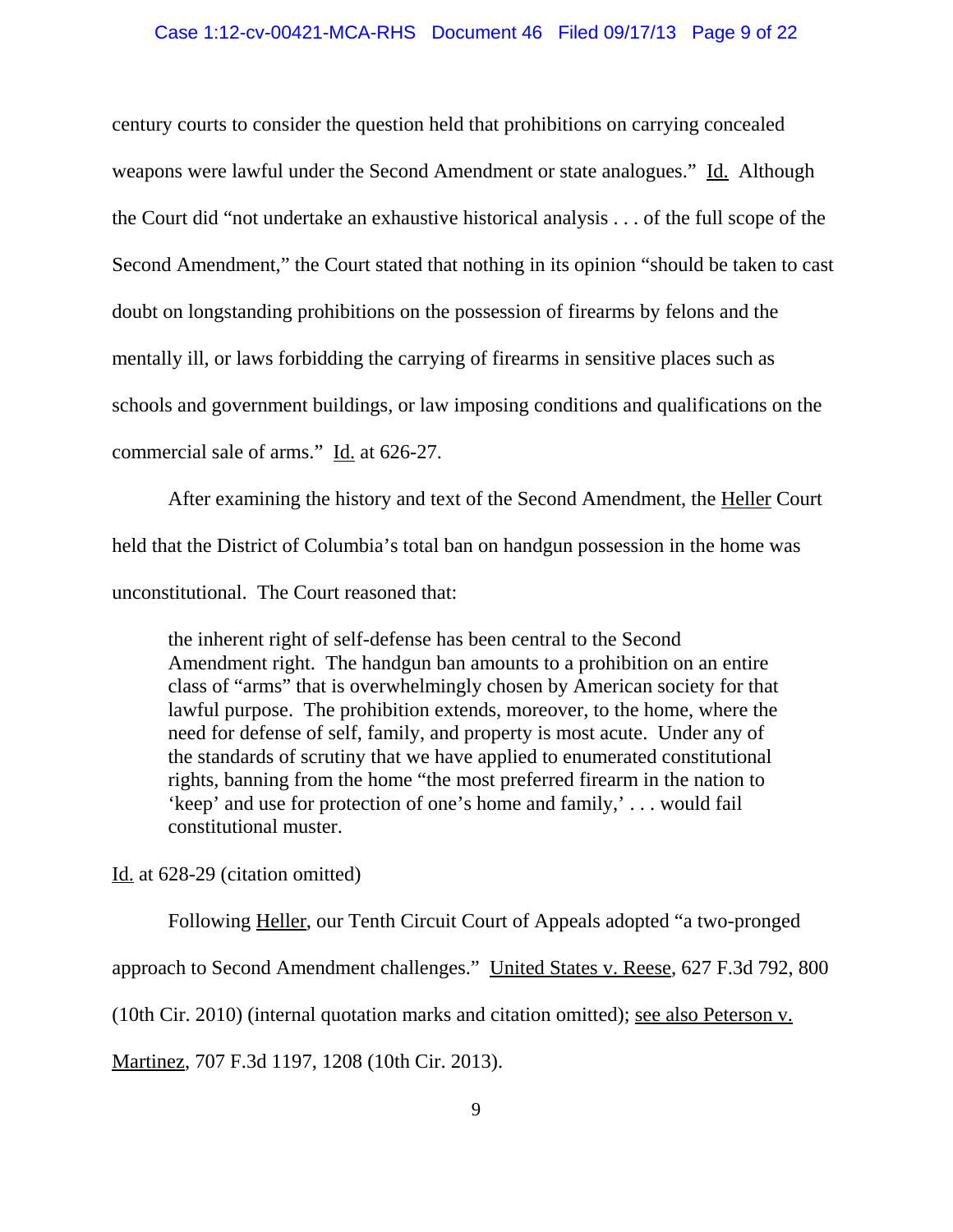century courts to consider the question held that prohibitions on carrying concealed weapons were lawful under the Second Amendment or state analogues." Id. Although the Court did "not undertake an exhaustive historical analysis . . . of the full scope of the Second Amendment," the Court stated that nothing in its opinion "should be taken to cast doubt on longstanding prohibitions on the possession of firearms by felons and the mentally ill, or laws forbidding the carrying of firearms in sensitive places such as schools and government buildings, or law imposing conditions and qualifications on the commercial sale of arms." Id. at 626-27.

After examining the history and text of the Second Amendment, the Heller Court held that the District of Columbia's total ban on handgun possession in the home was unconstitutional. The Court reasoned that:

> the inherent right of self-defense has been central to the Second Amendment right. The handgun ban amounts to a prohibition on an entire class of "arms" that is overwhelmingly chosen by American society for that lawful purpose. The prohibition extends, moreover, to the home, where the need for defense of self, family, and property is most acute. Under any of the standards of scrutiny that we have applied to enumerated constitutional rights, banning from the home "the most preferred firearm in the nation to 'keep' and use for protection of one's home and family,' . . . would fail constitutional muster.

Id. at 628-29 (citation omitted)

Following Heller, our Tenth Circuit Court of Appeals adopted "a two-pronged approach to Second Amendment challenges." United States v. Reese, 627 F.3d 792, 800 (10th Cir. 2010) (internal quotation marks and citation omitted); see also Peterson v. Martinez, 707 F.3d 1197, 1208 (10th Cir. 2013).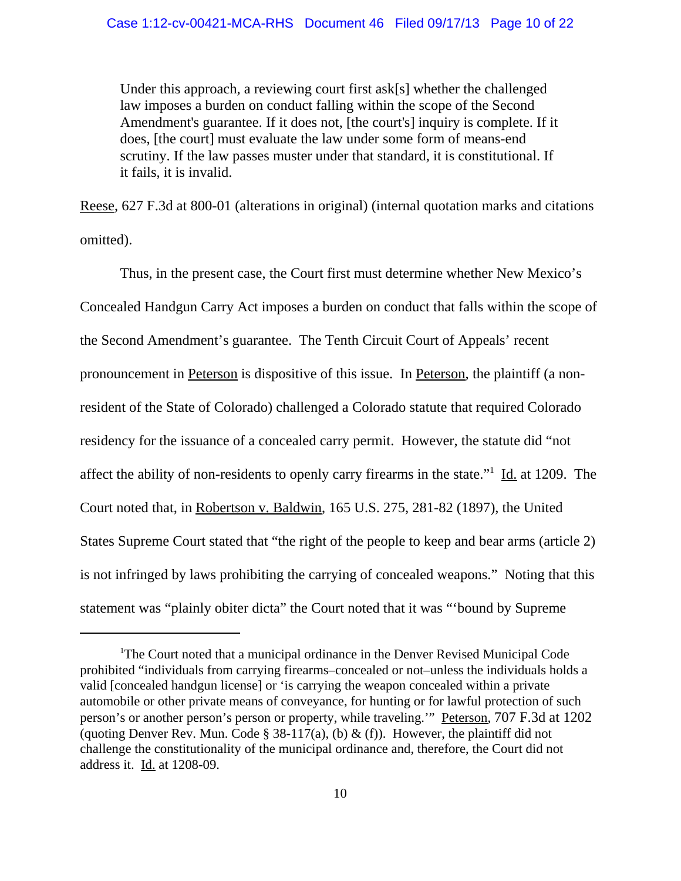> Under this approach, a reviewing court first ask[s] whether the challenged law imposes a burden on conduct falling within the scope of the Second Amendment's guarantee. If it does not, [the court's] inquiry is complete. If it does, [the court] must evaluate the law under some form of means-end scrutiny. If the law passes muster under that standard, it is constitutional. If it fails, it is invalid.

Reese, 627 F.3d at 800-01 (alterations in original) (internal quotation marks and citations omitted).

Thus, in the present case, the Court first must determine whether New Mexico's Concealed Handgun Carry Act imposes a burden on conduct that falls within the scope of the Second Amendment's guarantee. The Tenth Circuit Court of Appeals' recent pronouncement in Peterson is dispositive of this issue. In Peterson, the plaintiff (a non-resident of the State of Colorado) challenged a Colorado statute that required Colorado residency for the issuance of a concealed carry permit. However, the statute did "not affect the ability of non-residents to openly carry firearms in the state."[1] Id. at 1209. The Court noted that, in Robertson v. Baldwin, 165 U.S. 275, 281-82 (1897), the United States Supreme Court stated that "the right of the people to keep and bear arms (article 2) is not infringed by laws prohibiting the carrying of concealed weapons." Noting that this statement was "plainly obiter dicta" the Court noted that it was "'bound by Supreme

---

[1] The Court noted that a municipal ordinance in the Denver Revised Municipal Code prohibited "individuals from carrying firearms–concealed or not–unless the individuals holds a valid [concealed handgun license] or 'is carrying the weapon concealed within a private automobile or other private means of conveyance, for hunting or for lawful protection of such person's or another person's person or property, while traveling.'" Peterson, 707 F.3d at 1202 (quoting Denver Rev. Mun. Code § 38-117(a), (b) & (f)). However, the plaintiff did not challenge the constitutionality of the municipal ordinance and, therefore, the Court did not address it. Id. at 1208-09.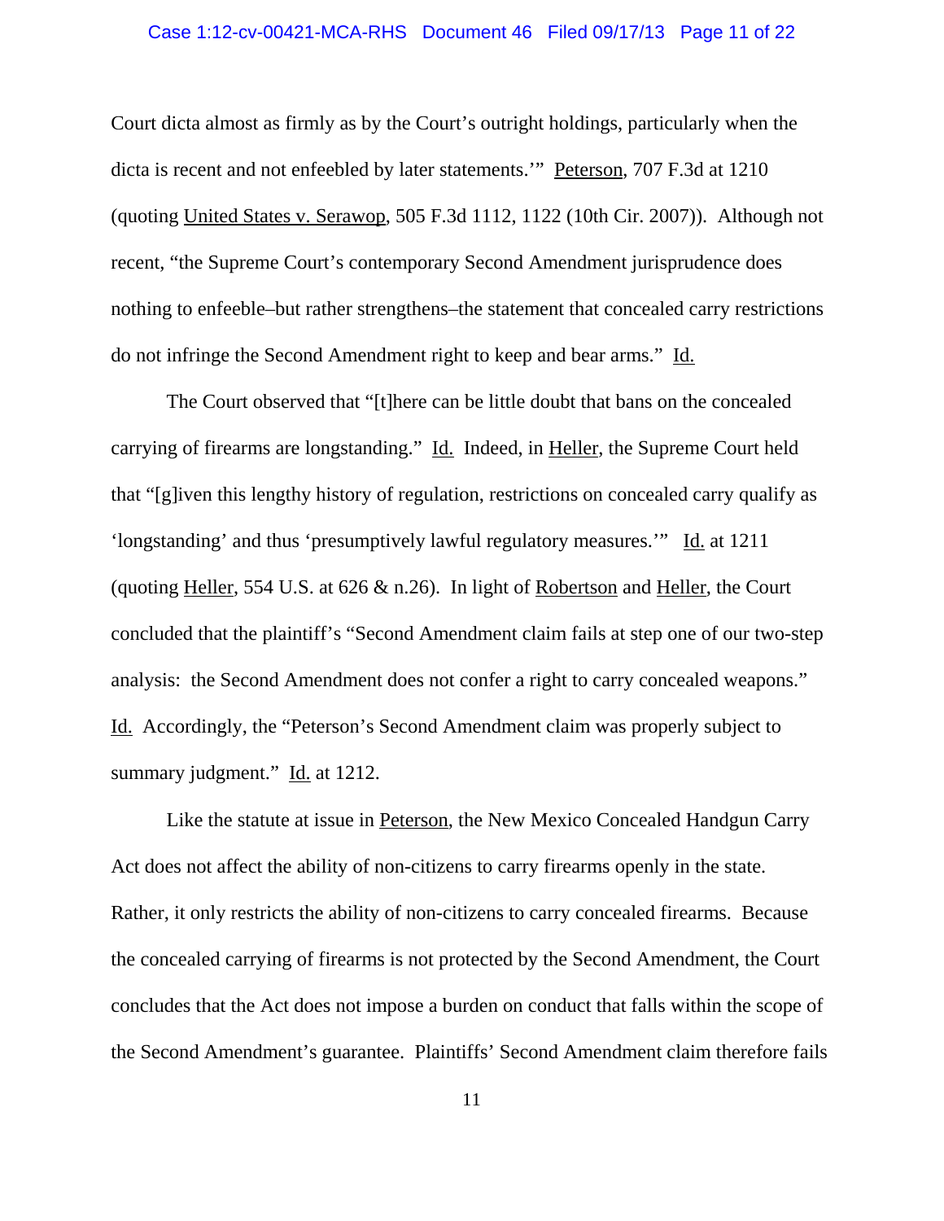Court dicta almost as firmly as by the Court's outright holdings, particularly when the dicta is recent and not enfeebled by later statements.'" Peterson, 707 F.3d at 1210 (quoting United States v. Serawop, 505 F.3d 1112, 1122 (10th Cir. 2007)). Although not recent, "the Supreme Court's contemporary Second Amendment jurisprudence does nothing to enfeeble–but rather strengthens–the statement that concealed carry restrictions do not infringe the Second Amendment right to keep and bear arms." Id.

The Court observed that "[t]here can be little doubt that bans on the concealed carrying of firearms are longstanding." Id. Indeed, in Heller, the Supreme Court held that "[g]iven this lengthy history of regulation, restrictions on concealed carry qualify as 'longstanding' and thus 'presumptively lawful regulatory measures.'" Id. at 1211 (quoting Heller, 554 U.S. at 626 & n.26). In light of Robertson and Heller, the Court concluded that the plaintiff's "Second Amendment claim fails at step one of our two-step analysis: the Second Amendment does not confer a right to carry concealed weapons." Id. Accordingly, the "Peterson's Second Amendment claim was properly subject to summary judgment." Id. at 1212.

Like the statute at issue in Peterson, the New Mexico Concealed Handgun Carry Act does not affect the ability of non-citizens to carry firearms openly in the state. Rather, it only restricts the ability of non-citizens to carry concealed firearms. Because the concealed carrying of firearms is not protected by the Second Amendment, the Court concludes that the Act does not impose a burden on conduct that falls within the scope of the Second Amendment's guarantee. Plaintiffs' Second Amendment claim therefore fails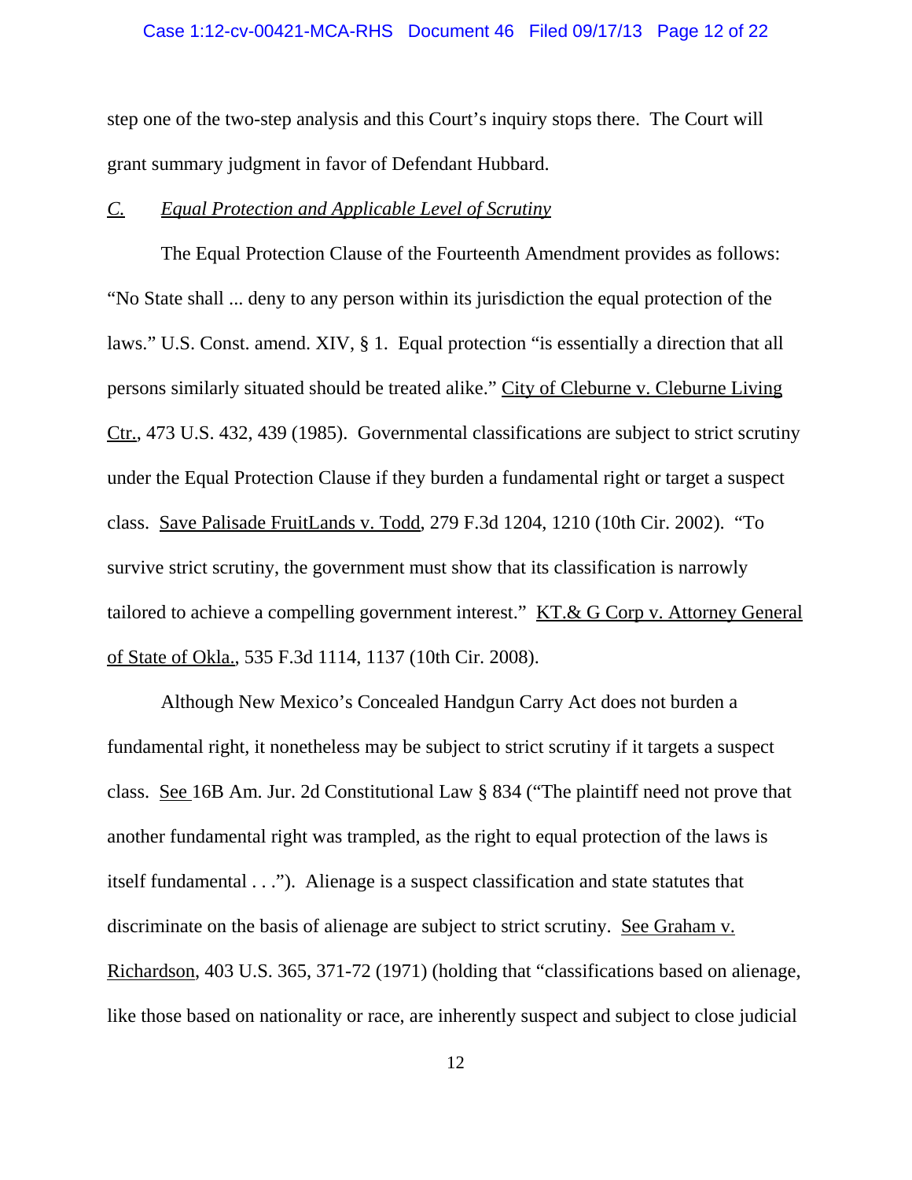step one of the two-step analysis and this Court's inquiry stops there. The Court will grant summary judgment in favor of Defendant Hubbard.

### *C.* *Equal Protection and Applicable Level of Scrutiny*

The Equal Protection Clause of the Fourteenth Amendment provides as follows: "No State shall ... deny to any person within its jurisdiction the equal protection of the laws." U.S. Const. amend. XIV, § 1. Equal protection "is essentially a direction that all persons similarly situated should be treated alike." City of Cleburne v. Cleburne Living Ctr., 473 U.S. 432, 439 (1985). Governmental classifications are subject to strict scrutiny under the Equal Protection Clause if they burden a fundamental right or target a suspect class. Save Palisade FruitLands v. Todd, 279 F.3d 1204, 1210 (10th Cir. 2002). "To survive strict scrutiny, the government must show that its classification is narrowly tailored to achieve a compelling government interest." KT.& G Corp v. Attorney General of State of Okla., 535 F.3d 1114, 1137 (10th Cir. 2008).

Although New Mexico's Concealed Handgun Carry Act does not burden a fundamental right, it nonetheless may be subject to strict scrutiny if it targets a suspect class. See 16B Am. Jur. 2d Constitutional Law § 834 ("The plaintiff need not prove that another fundamental right was trampled, as the right to equal protection of the laws is itself fundamental . . ."). Alienage is a suspect classification and state statutes that discriminate on the basis of alienage are subject to strict scrutiny. See Graham v. Richardson, 403 U.S. 365, 371-72 (1971) (holding that "classifications based on alienage, like those based on nationality or race, are inherently suspect and subject to close judicial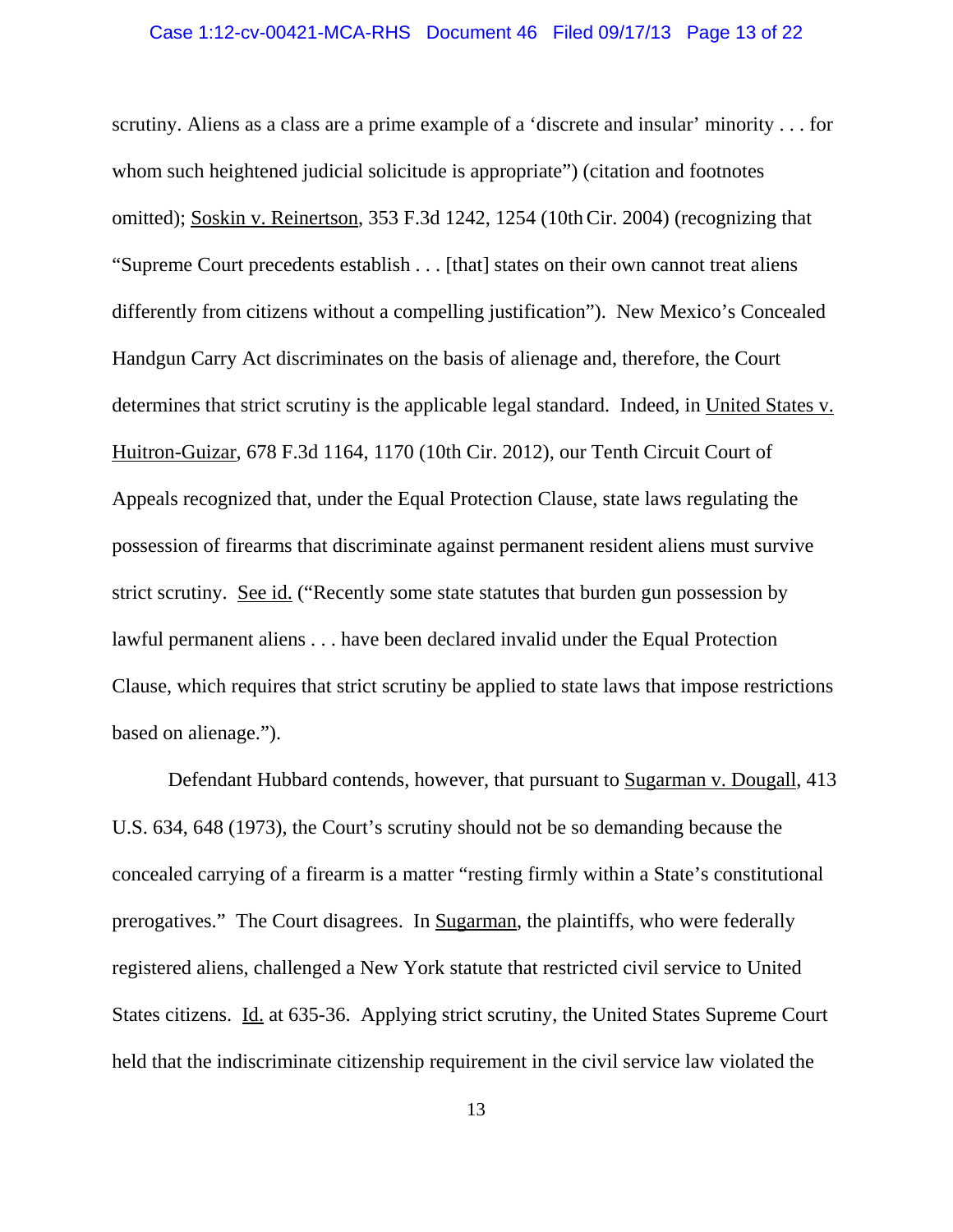scrutiny. Aliens as a class are a prime example of a 'discrete and insular' minority . . . for whom such heightened judicial solicitude is appropriate") (citation and footnotes omitted); Soskin v. Reinertson, 353 F.3d 1242, 1254 (10th Cir. 2004) (recognizing that "Supreme Court precedents establish . . . [that] states on their own cannot treat aliens differently from citizens without a compelling justification"). New Mexico's Concealed Handgun Carry Act discriminates on the basis of alienage and, therefore, the Court determines that strict scrutiny is the applicable legal standard. Indeed, in United States v. Huitron-Guizar, 678 F.3d 1164, 1170 (10th Cir. 2012), our Tenth Circuit Court of Appeals recognized that, under the Equal Protection Clause, state laws regulating the possession of firearms that discriminate against permanent resident aliens must survive strict scrutiny. See id. ("Recently some state statutes that burden gun possession by lawful permanent aliens . . . have been declared invalid under the Equal Protection Clause, which requires that strict scrutiny be applied to state laws that impose restrictions based on alienage.").

Defendant Hubbard contends, however, that pursuant to Sugarman v. Dougall, 413 U.S. 634, 648 (1973), the Court's scrutiny should not be so demanding because the concealed carrying of a firearm is a matter "resting firmly within a State's constitutional prerogatives." The Court disagrees. In Sugarman, the plaintiffs, who were federally registered aliens, challenged a New York statute that restricted civil service to United States citizens. Id. at 635-36. Applying strict scrutiny, the United States Supreme Court held that the indiscriminate citizenship requirement in the civil service law violated the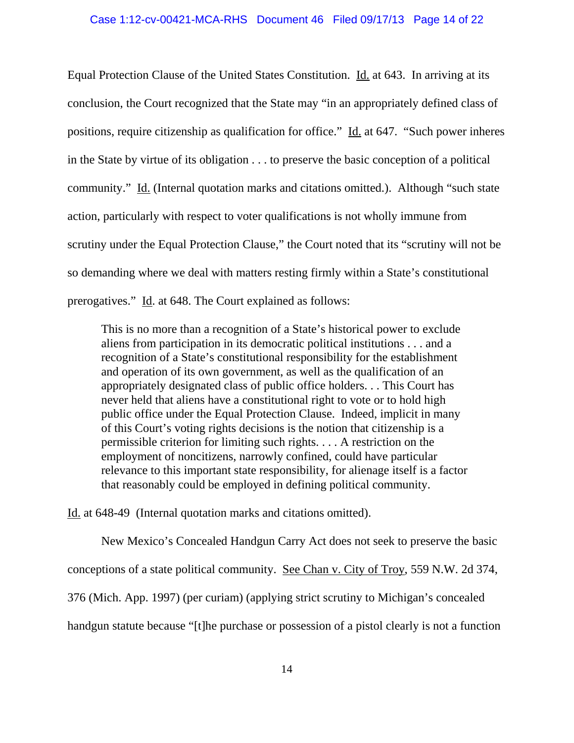Equal Protection Clause of the United States Constitution. Id. at 643. In arriving at its conclusion, the Court recognized that the State may "in an appropriately defined class of positions, require citizenship as qualification for office." Id. at 647. "Such power inheres in the State by virtue of its obligation . . . to preserve the basic conception of a political community." Id. (Internal quotation marks and citations omitted.). Although "such state action, particularly with respect to voter qualifications is not wholly immune from scrutiny under the Equal Protection Clause," the Court noted that its "scrutiny will not be so demanding where we deal with matters resting firmly within a State's constitutional prerogatives." Id. at 648. The Court explained as follows:

> This is no more than a recognition of a State's historical power to exclude aliens from participation in its democratic political institutions . . . and a recognition of a State's constitutional responsibility for the establishment and operation of its own government, as well as the qualification of an appropriately designated class of public office holders. . . This Court has never held that aliens have a constitutional right to vote or to hold high public office under the Equal Protection Clause. Indeed, implicit in many of this Court's voting rights decisions is the notion that citizenship is a permissible criterion for limiting such rights. . . . A restriction on the employment of noncitizens, narrowly confined, could have particular relevance to this important state responsibility, for alienage itself is a factor that reasonably could be employed in defining political community.

Id. at 648-49 (Internal quotation marks and citations omitted).

New Mexico's Concealed Handgun Carry Act does not seek to preserve the basic conceptions of a state political community. See Chan v. City of Troy, 559 N.W. 2d 374, 376 (Mich. App. 1997) (per curiam) (applying strict scrutiny to Michigan's concealed handgun statute because "[t]he purchase or possession of a pistol clearly is not a function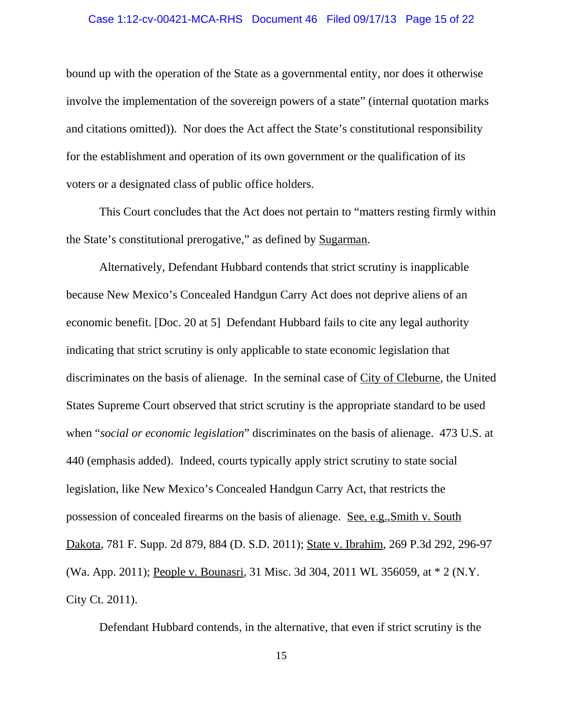bound up with the operation of the State as a governmental entity, nor does it otherwise involve the implementation of the sovereign powers of a state" (internal quotation marks and citations omitted)). Nor does the Act affect the State's constitutional responsibility for the establishment and operation of its own government or the qualification of its voters or a designated class of public office holders.

This Court concludes that the Act does not pertain to "matters resting firmly within the State's constitutional prerogative," as defined by Sugarman.

Alternatively, Defendant Hubbard contends that strict scrutiny is inapplicable because New Mexico's Concealed Handgun Carry Act does not deprive aliens of an economic benefit. [Doc. 20 at 5] Defendant Hubbard fails to cite any legal authority indicating that strict scrutiny is only applicable to state economic legislation that discriminates on the basis of alienage. In the seminal case of City of Cleburne, the United States Supreme Court observed that strict scrutiny is the appropriate standard to be used when "*social or economic legislation*" discriminates on the basis of alienage. 473 U.S. at 440 (emphasis added). Indeed, courts typically apply strict scrutiny to state social legislation, like New Mexico's Concealed Handgun Carry Act, that restricts the possession of concealed firearms on the basis of alienage. See, e.g.,Smith v. South Dakota, 781 F. Supp. 2d 879, 884 (D. S.D. 2011); State v. Ibrahim, 269 P.3d 292, 296-97 (Wa. App. 2011); People v. Bounasri, 31 Misc. 3d 304, 2011 WL 356059, at * 2 (N.Y. City Ct. 2011).

Defendant Hubbard contends, in the alternative, that even if strict scrutiny is the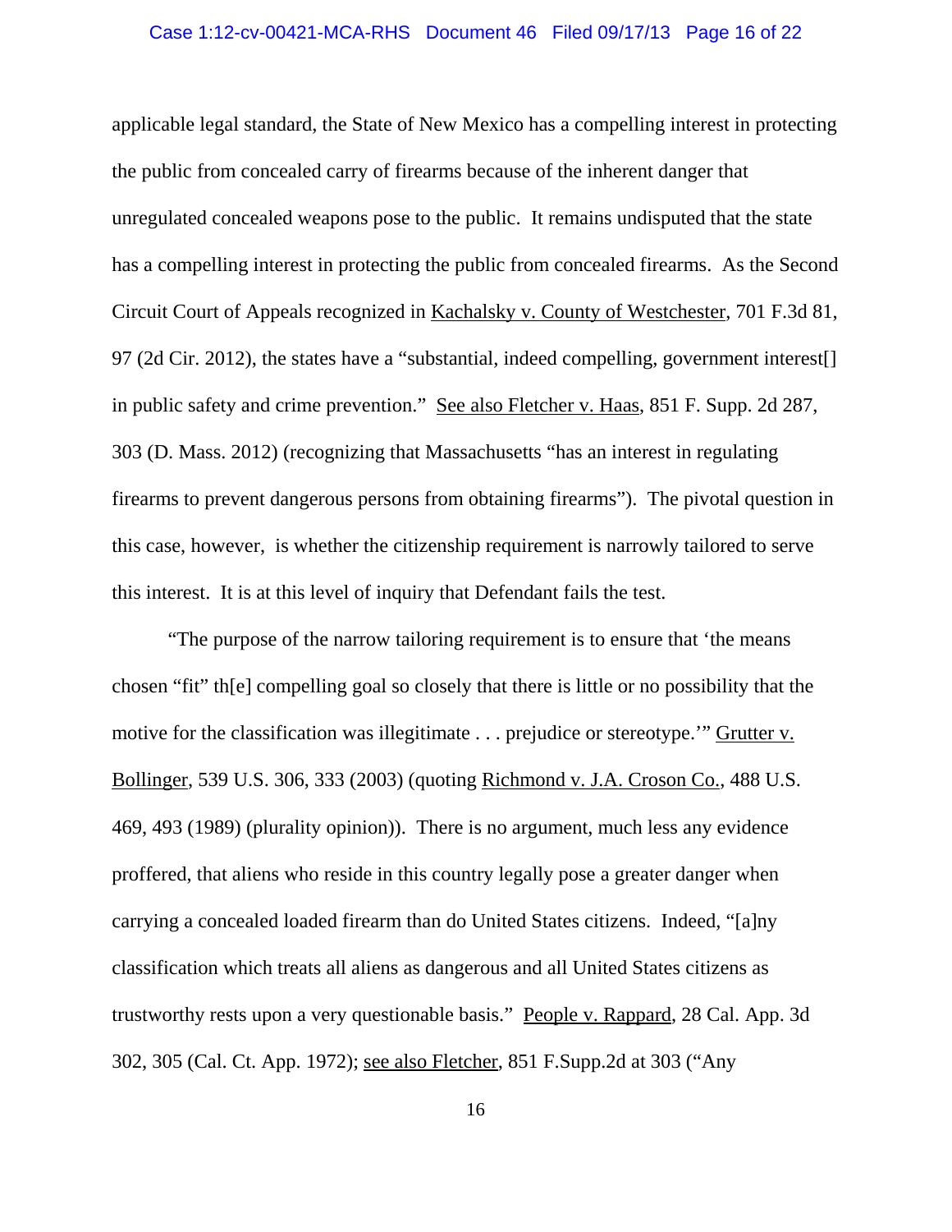applicable legal standard, the State of New Mexico has a compelling interest in protecting the public from concealed carry of firearms because of the inherent danger that unregulated concealed weapons pose to the public. It remains undisputed that the state has a compelling interest in protecting the public from concealed firearms. As the Second Circuit Court of Appeals recognized in Kachalsky v. County of Westchester, 701 F.3d 81, 97 (2d Cir. 2012), the states have a "substantial, indeed compelling, government interest[] in public safety and crime prevention." See also Fletcher v. Haas, 851 F. Supp. 2d 287, 303 (D. Mass. 2012) (recognizing that Massachusetts "has an interest in regulating firearms to prevent dangerous persons from obtaining firearms"). The pivotal question in this case, however, is whether the citizenship requirement is narrowly tailored to serve this interest. It is at this level of inquiry that Defendant fails the test.

"The purpose of the narrow tailoring requirement is to ensure that 'the means chosen "fit" th[e] compelling goal so closely that there is little or no possibility that the motive for the classification was illegitimate . . . prejudice or stereotype.'" Grutter v. Bollinger, 539 U.S. 306, 333 (2003) (quoting Richmond v. J.A. Croson Co., 488 U.S. 469, 493 (1989) (plurality opinion)). There is no argument, much less any evidence proffered, that aliens who reside in this country legally pose a greater danger when carrying a concealed loaded firearm than do United States citizens. Indeed, "[a]ny classification which treats all aliens as dangerous and all United States citizens as trustworthy rests upon a very questionable basis." People v. Rappard, 28 Cal. App. 3d 302, 305 (Cal. Ct. App. 1972); see also Fletcher, 851 F.Supp.2d at 303 ("Any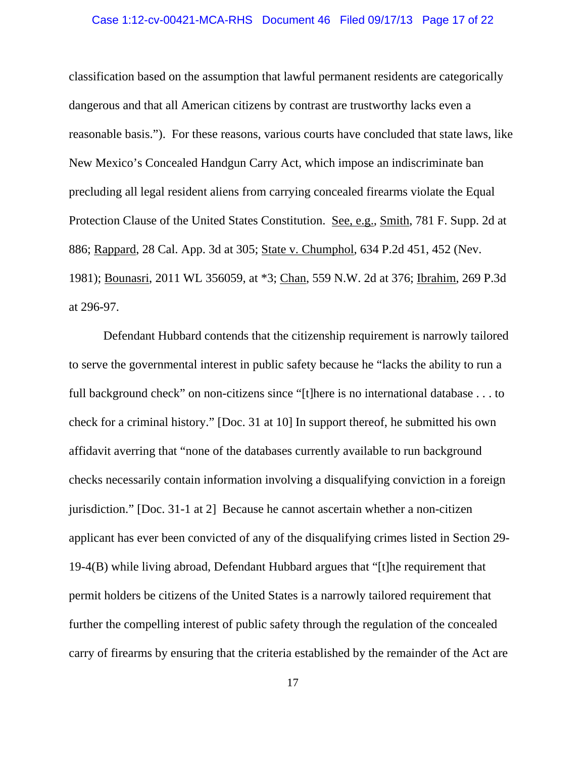classification based on the assumption that lawful permanent residents are categorically dangerous and that all American citizens by contrast are trustworthy lacks even a reasonable basis."). For these reasons, various courts have concluded that state laws, like New Mexico's Concealed Handgun Carry Act, which impose an indiscriminate ban precluding all legal resident aliens from carrying concealed firearms violate the Equal Protection Clause of the United States Constitution. See, e.g., Smith, 781 F. Supp. 2d at 886; Rappard, 28 Cal. App. 3d at 305; State v. Chumphol, 634 P.2d 451, 452 (Nev. 1981); Bounasri, 2011 WL 356059, at *3; Chan, 559 N.W. 2d at 376; Ibrahim, 269 P.3d at 296-97.

Defendant Hubbard contends that the citizenship requirement is narrowly tailored to serve the governmental interest in public safety because he "lacks the ability to run a full background check" on non-citizens since "[t]here is no international database . . . to check for a criminal history." [Doc. 31 at 10] In support thereof, he submitted his own affidavit averring that "none of the databases currently available to run background checks necessarily contain information involving a disqualifying conviction in a foreign jurisdiction." [Doc. 31-1 at 2] Because he cannot ascertain whether a non-citizen applicant has ever been convicted of any of the disqualifying crimes listed in Section 29-19-4(B) while living abroad, Defendant Hubbard argues that "[t]he requirement that permit holders be citizens of the United States is a narrowly tailored requirement that further the compelling interest of public safety through the regulation of the concealed carry of firearms by ensuring that the criteria established by the remainder of the Act are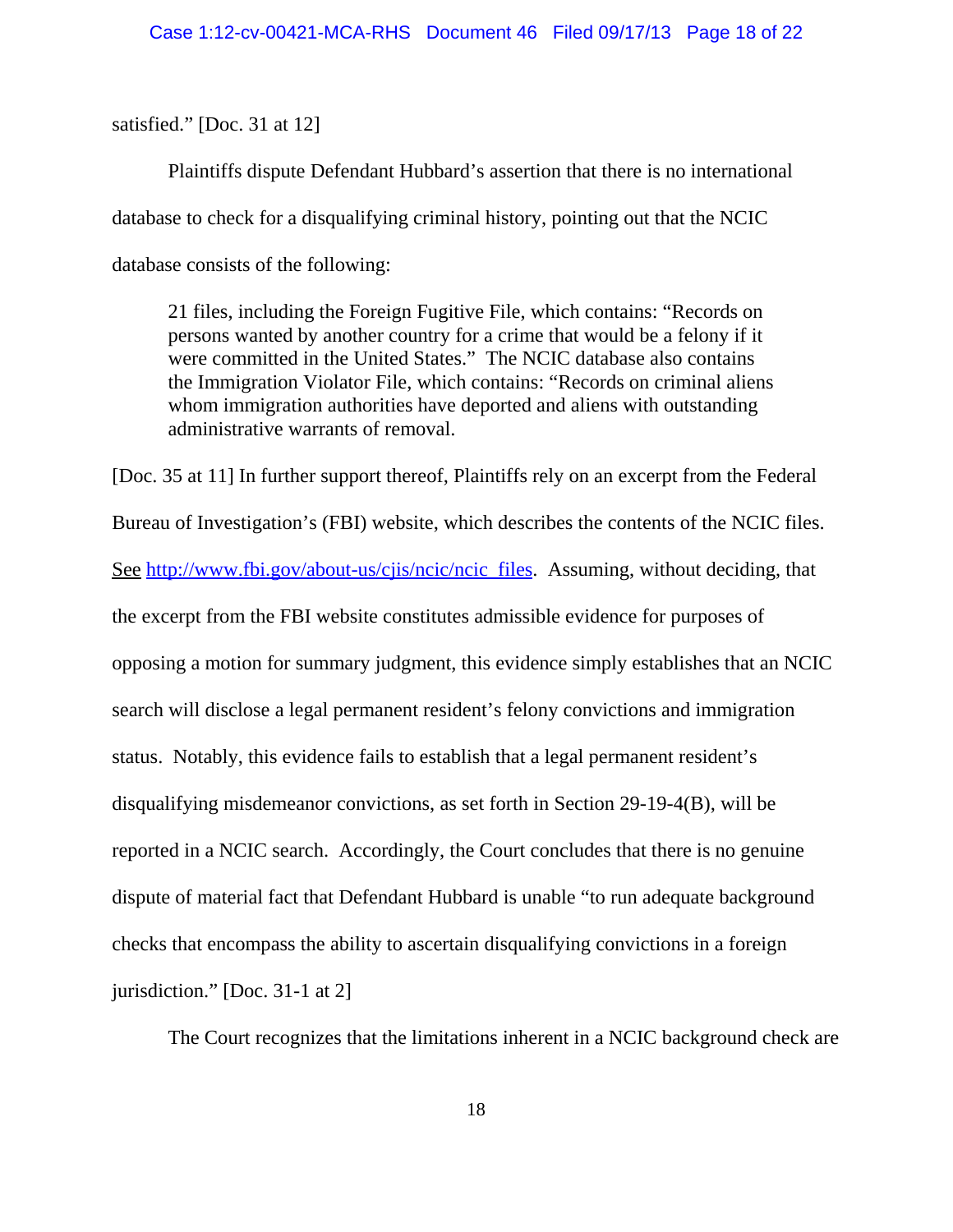satisfied." [Doc. 31 at 12]

Plaintiffs dispute Defendant Hubbard's assertion that there is no international database to check for a disqualifying criminal history, pointing out that the NCIC database consists of the following:

> 21 files, including the Foreign Fugitive File, which contains: "Records on persons wanted by another country for a crime that would be a felony if it were committed in the United States." The NCIC database also contains the Immigration Violator File, which contains: "Records on criminal aliens whom immigration authorities have deported and aliens with outstanding administrative warrants of removal.

[Doc. 35 at 11] In further support thereof, Plaintiffs rely on an excerpt from the Federal Bureau of Investigation's (FBI) website, which describes the contents of the NCIC files. See http://www.fbi.gov/about-us/cjis/ncic/ncic_files. Assuming, without deciding, that the excerpt from the FBI website constitutes admissible evidence for purposes of opposing a motion for summary judgment, this evidence simply establishes that an NCIC search will disclose a legal permanent resident's felony convictions and immigration status. Notably, this evidence fails to establish that a legal permanent resident's disqualifying misdemeanor convictions, as set forth in Section 29-19-4(B), will be reported in a NCIC search. Accordingly, the Court concludes that there is no genuine dispute of material fact that Defendant Hubbard is unable "to run adequate background checks that encompass the ability to ascertain disqualifying convictions in a foreign jurisdiction." [Doc. 31-1 at 2]

The Court recognizes that the limitations inherent in a NCIC background check are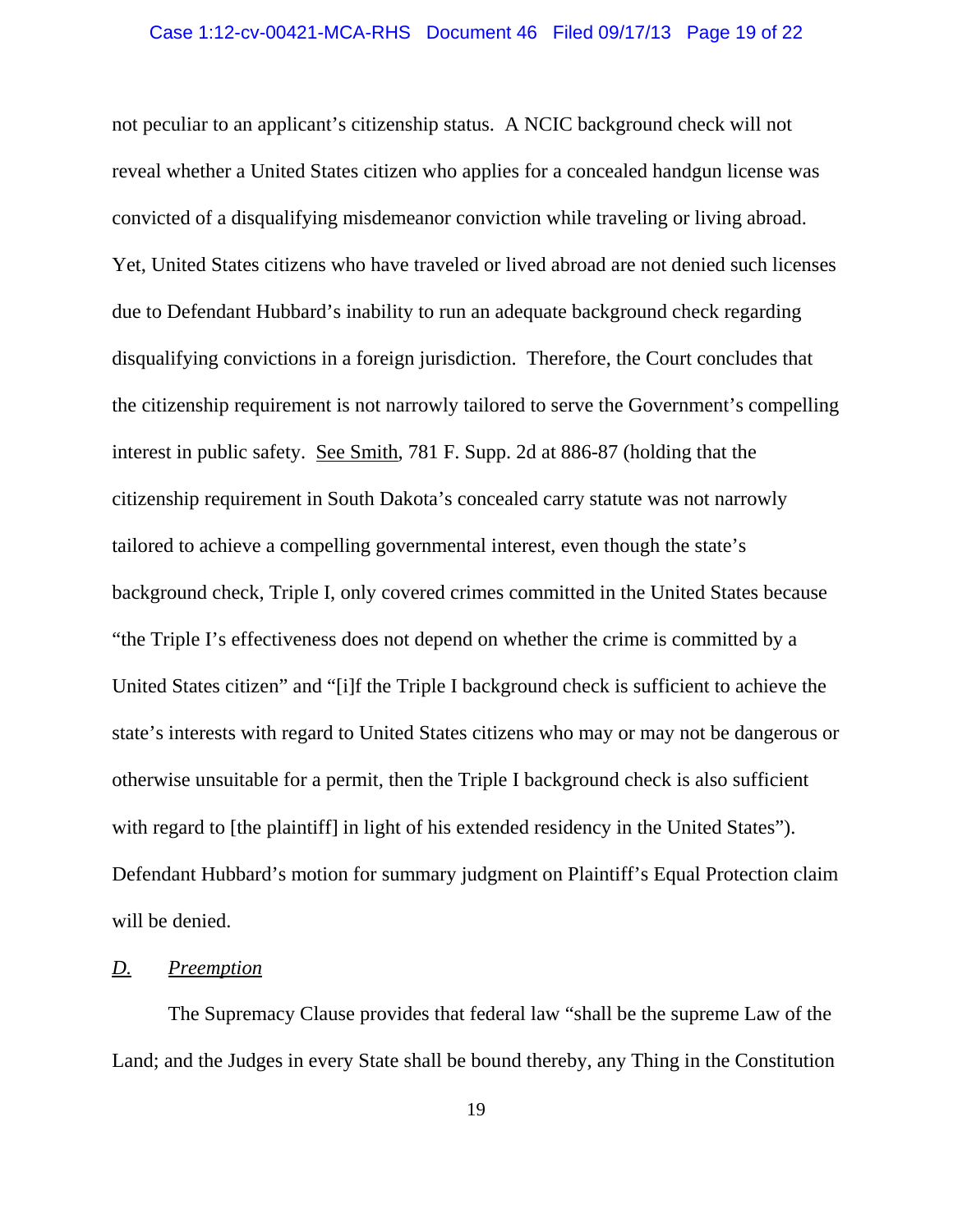not peculiar to an applicant's citizenship status. A NCIC background check will not reveal whether a United States citizen who applies for a concealed handgun license was convicted of a disqualifying misdemeanor conviction while traveling or living abroad. Yet, United States citizens who have traveled or lived abroad are not denied such licenses due to Defendant Hubbard's inability to run an adequate background check regarding disqualifying convictions in a foreign jurisdiction. Therefore, the Court concludes that the citizenship requirement is not narrowly tailored to serve the Government's compelling interest in public safety. See Smith, 781 F. Supp. 2d at 886-87 (holding that the citizenship requirement in South Dakota's concealed carry statute was not narrowly tailored to achieve a compelling governmental interest, even though the state's background check, Triple I, only covered crimes committed in the United States because "the Triple I's effectiveness does not depend on whether the crime is committed by a United States citizen" and "[i]f the Triple I background check is sufficient to achieve the state's interests with regard to United States citizens who may or may not be dangerous or otherwise unsuitable for a permit, then the Triple I background check is also sufficient with regard to [the plaintiff] in light of his extended residency in the United States"). Defendant Hubbard's motion for summary judgment on Plaintiff's Equal Protection claim will be denied.

### *D. Preemption*

The Supremacy Clause provides that federal law "shall be the supreme Law of the Land; and the Judges in every State shall be bound thereby, any Thing in the Constitution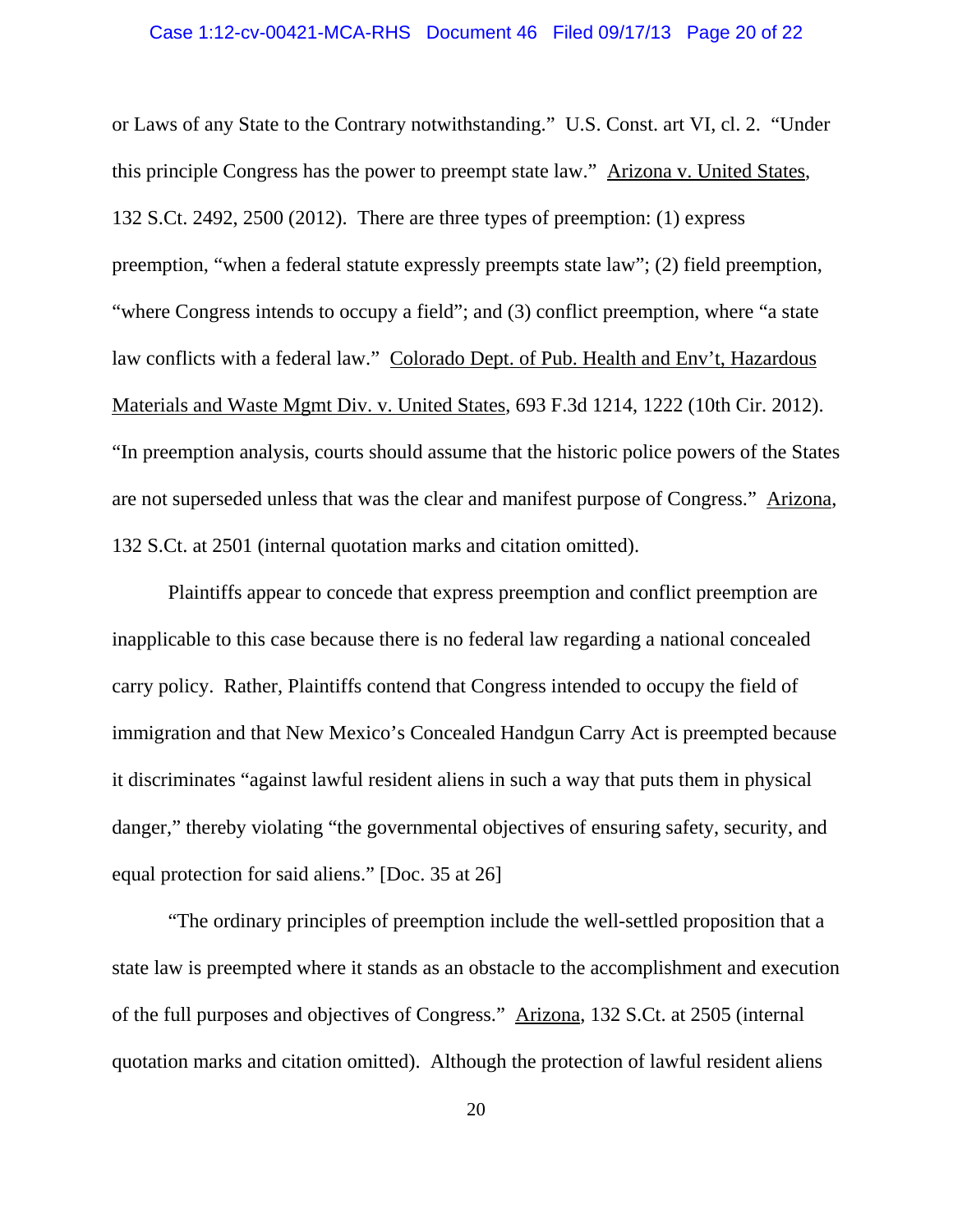or Laws of any State to the Contrary notwithstanding." U.S. Const. art VI, cl. 2. "Under this principle Congress has the power to preempt state law." Arizona v. United States, 132 S.Ct. 2492, 2500 (2012). There are three types of preemption: (1) express preemption, "when a federal statute expressly preempts state law"; (2) field preemption, "where Congress intends to occupy a field"; and (3) conflict preemption, where "a state law conflicts with a federal law." Colorado Dept. of Pub. Health and Env't, Hazardous Materials and Waste Mgmt Div. v. United States, 693 F.3d 1214, 1222 (10th Cir. 2012). "In preemption analysis, courts should assume that the historic police powers of the States are not superseded unless that was the clear and manifest purpose of Congress." Arizona, 132 S.Ct. at 2501 (internal quotation marks and citation omitted).

Plaintiffs appear to concede that express preemption and conflict preemption are inapplicable to this case because there is no federal law regarding a national concealed carry policy. Rather, Plaintiffs contend that Congress intended to occupy the field of immigration and that New Mexico's Concealed Handgun Carry Act is preempted because it discriminates "against lawful resident aliens in such a way that puts them in physical danger," thereby violating "the governmental objectives of ensuring safety, security, and equal protection for said aliens." [Doc. 35 at 26]

"The ordinary principles of preemption include the well-settled proposition that a state law is preempted where it stands as an obstacle to the accomplishment and execution of the full purposes and objectives of Congress." Arizona, 132 S.Ct. at 2505 (internal quotation marks and citation omitted). Although the protection of lawful resident aliens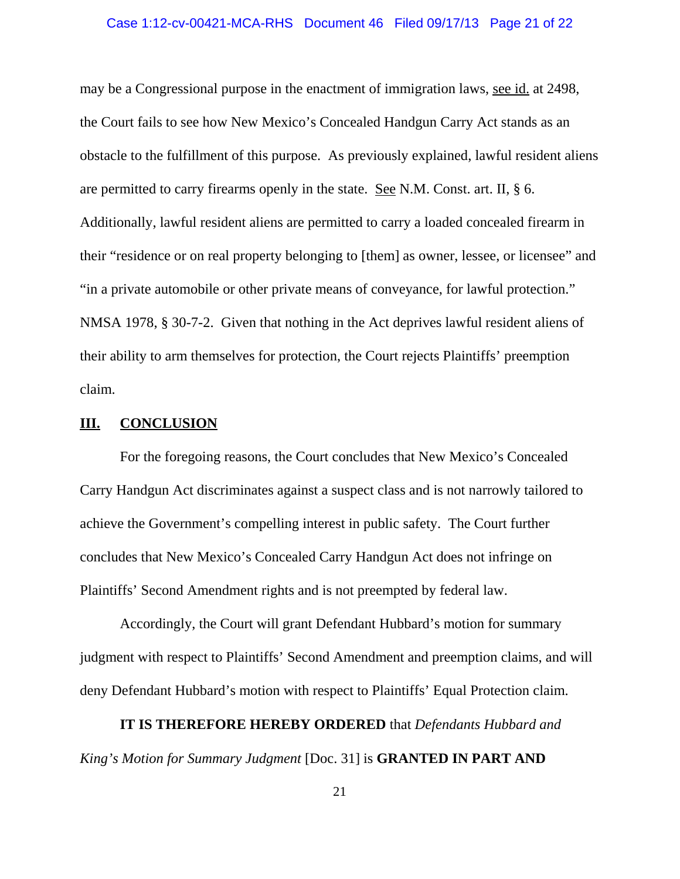may be a Congressional purpose in the enactment of immigration laws, see id. at 2498, the Court fails to see how New Mexico's Concealed Handgun Carry Act stands as an obstacle to the fulfillment of this purpose. As previously explained, lawful resident aliens are permitted to carry firearms openly in the state. See N.M. Const. art. II, § 6. Additionally, lawful resident aliens are permitted to carry a loaded concealed firearm in their "residence or on real property belonging to [them] as owner, lessee, or licensee" and "in a private automobile or other private means of conveyance, for lawful protection." NMSA 1978, § 30-7-2. Given that nothing in the Act deprives lawful resident aliens of their ability to arm themselves for protection, the Court rejects Plaintiffs' preemption claim.

## **III. CONCLUSION**

For the foregoing reasons, the Court concludes that New Mexico's Concealed Carry Handgun Act discriminates against a suspect class and is not narrowly tailored to achieve the Government's compelling interest in public safety. The Court further concludes that New Mexico's Concealed Carry Handgun Act does not infringe on Plaintiffs' Second Amendment rights and is not preempted by federal law.

Accordingly, the Court will grant Defendant Hubbard's motion for summary judgment with respect to Plaintiffs' Second Amendment and preemption claims, and will deny Defendant Hubbard's motion with respect to Plaintiffs' Equal Protection claim.

**IT IS THEREFORE HEREBY ORDERED** that *Defendants Hubbard and King's Motion for Summary Judgment* [Doc. 31] is **GRANTED IN PART AND**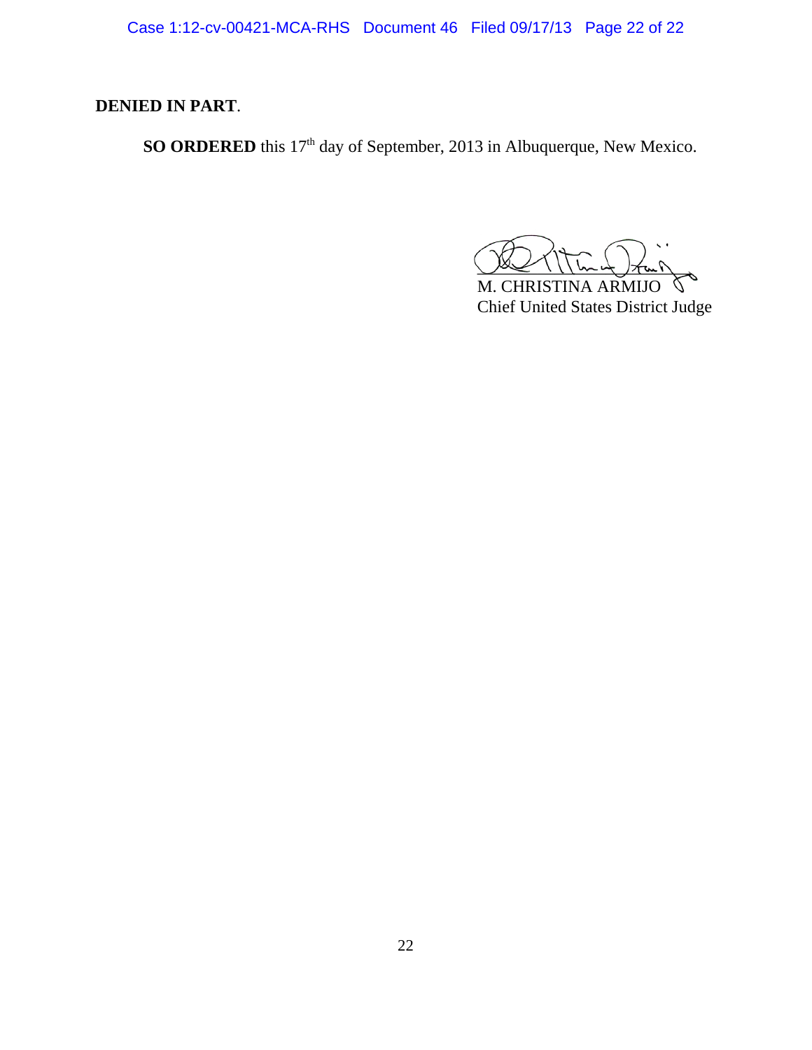**DENIED IN PART**.

**SO ORDERED** this 17th day of September, 2013 in Albuquerque, New Mexico.

M. CHRISTINA ARMIJO
Chief United States District Judge